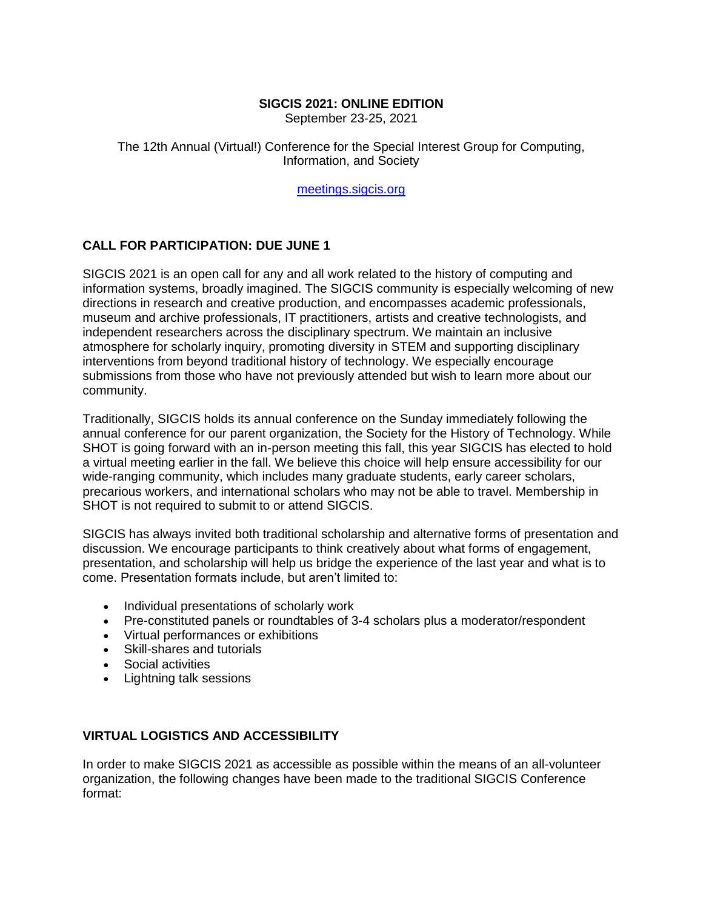# SIGCIS 2021: ONLINE EDITION

September 23-25, 2021

The 12th Annual (Virtual!) Conference for the Special Interest Group for Computing, Information, and Society

[meetings.sigcis.org](meetings.sigcis.org)

## CALL FOR PARTICIPATION: DUE JUNE 1

SIGCIS 2021 is an open call for any and all work related to the history of computing and information systems, broadly imagined. The SIGCIS community is especially welcoming of new directions in research and creative production, and encompasses academic professionals, museum and archive professionals, IT practitioners, artists and creative technologists, and independent researchers across the disciplinary spectrum. We maintain an inclusive atmosphere for scholarly inquiry, promoting diversity in STEM and supporting disciplinary interventions from beyond traditional history of technology. We especially encourage submissions from those who have not previously attended but wish to learn more about our community.

Traditionally, SIGCIS holds its annual conference on the Sunday immediately following the annual conference for our parent organization, the Society for the History of Technology. While SHOT is going forward with an in-person meeting this fall, this year SIGCIS has elected to hold a virtual meeting earlier in the fall. We believe this choice will help ensure accessibility for our wide-ranging community, which includes many graduate students, early career scholars, precarious workers, and international scholars who may not be able to travel. Membership in SHOT is not required to submit to or attend SIGCIS.

SIGCIS has always invited both traditional scholarship and alternative forms of presentation and discussion. We encourage participants to think creatively about what forms of engagement, presentation, and scholarship will help us bridge the experience of the last year and what is to come. Presentation formats include, but aren't limited to:

- Individual presentations of scholarly work
- Pre-constituted panels or roundtables of 3-4 scholars plus a moderator/respondent
- Virtual performances or exhibitions
- Skill-shares and tutorials
- Social activities
- Lightning talk sessions

## VIRTUAL LOGISTICS AND ACCESSIBILITY

In order to make SIGCIS 2021 as accessible as possible within the means of an all-volunteer organization, the following changes have been made to the traditional SIGCIS Conference format: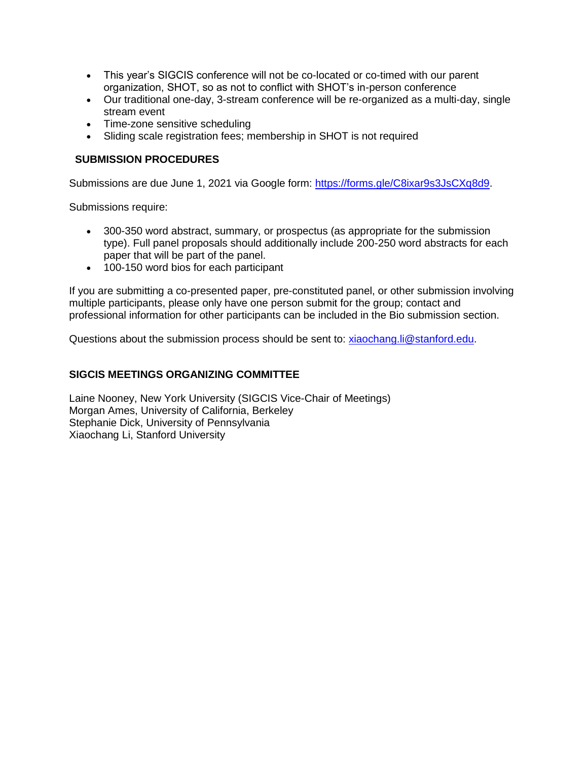- This year's SIGCIS conference will not be co-located or co-timed with our parent organization, SHOT, so as not to conflict with SHOT's in-person conference
- Our traditional one-day, 3-stream conference will be re-organized as a multi-day, single stream event
- Time-zone sensitive scheduling
- Sliding scale registration fees; membership in SHOT is not required

## SUBMISSION PROCEDURES

Submissions are due June 1, 2021 via Google form: https://forms.gle/C8ixar9s3JsCXq8d9.

Submissions require:

- 300-350 word abstract, summary, or prospectus (as appropriate for the submission type). Full panel proposals should additionally include 200-250 word abstracts for each paper that will be part of the panel.
- 100-150 word bios for each participant

If you are submitting a co-presented paper, pre-constituted panel, or other submission involving multiple participants, please only have one person submit for the group; contact and professional information for other participants can be included in the Bio submission section.

Questions about the submission process should be sent to: xiaochang.li@stanford.edu.

## SIGCIS MEETINGS ORGANIZING COMMITTEE

Laine Nooney, New York University (SIGCIS Vice-Chair of Meetings)
Morgan Ames, University of California, Berkeley
Stephanie Dick, University of Pennsylvania
Xiaochang Li, Stanford University